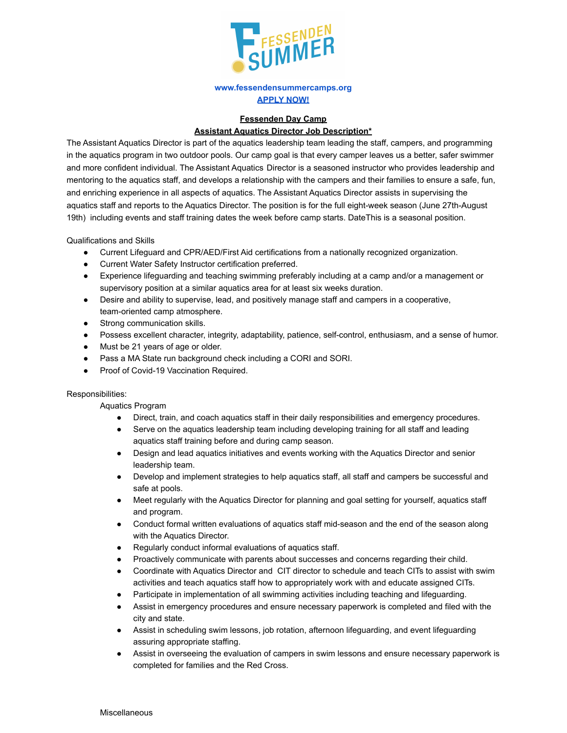FESSENDEN SUMMER

www.fessendensummercamps.org

APPLY NOW!

## Fessenden Day Camp

## Assistant Aquatics Director Job Description*

The Assistant Aquatics Director is part of the aquatics leadership team leading the staff, campers, and programming in the aquatics program in two outdoor pools. Our camp goal is that every camper leaves us a better, safer swimmer and more confident individual. The Assistant Aquatics Director is a seasoned instructor who provides leadership and mentoring to the aquatics staff, and develops a relationship with the campers and their families to ensure a safe, fun, and enriching experience in all aspects of aquatics. The Assistant Aquatics Director assists in supervising the aquatics staff and reports to the Aquatics Director. The position is for the full eight-week season (June 27th-August 19th) including events and staff training dates the week before camp starts. DateThis is a seasonal position.

Qualifications and Skills

- Current Lifeguard and CPR/AED/First Aid certifications from a nationally recognized organization.
- Current Water Safety Instructor certification preferred.
- Experience lifeguarding and teaching swimming preferably including at a camp and/or a management or supervisory position at a similar aquatics area for at least six weeks duration.
- Desire and ability to supervise, lead, and positively manage staff and campers in a cooperative, team-oriented camp atmosphere.
- Strong communication skills.
- Possess excellent character, integrity, adaptability, patience, self-control, enthusiasm, and a sense of humor.
- Must be 21 years of age or older.
- Pass a MA State run background check including a CORI and SORI.
- Proof of Covid-19 Vaccination Required.

Responsibilities:

Aquatics Program

- Direct, train, and coach aquatics staff in their daily responsibilities and emergency procedures.
- Serve on the aquatics leadership team including developing training for all staff and leading aquatics staff training before and during camp season.
- Design and lead aquatics initiatives and events working with the Aquatics Director and senior leadership team.
- Develop and implement strategies to help aquatics staff, all staff and campers be successful and safe at pools.
- Meet regularly with the Aquatics Director for planning and goal setting for yourself, aquatics staff and program.
- Conduct formal written evaluations of aquatics staff mid-season and the end of the season along with the Aquatics Director.
- Regularly conduct informal evaluations of aquatics staff.
- Proactively communicate with parents about successes and concerns regarding their child.
- Coordinate with Aquatics Director and CIT director to schedule and teach CITs to assist with swim activities and teach aquatics staff how to appropriately work with and educate assigned CITs.
- Participate in implementation of all swimming activities including teaching and lifeguarding.
- Assist in emergency procedures and ensure necessary paperwork is completed and filed with the city and state.
- Assist in scheduling swim lessons, job rotation, afternoon lifeguarding, and event lifeguarding assuring appropriate staffing.
- Assist in overseeing the evaluation of campers in swim lessons and ensure necessary paperwork is completed for families and the Red Cross.

Miscellaneous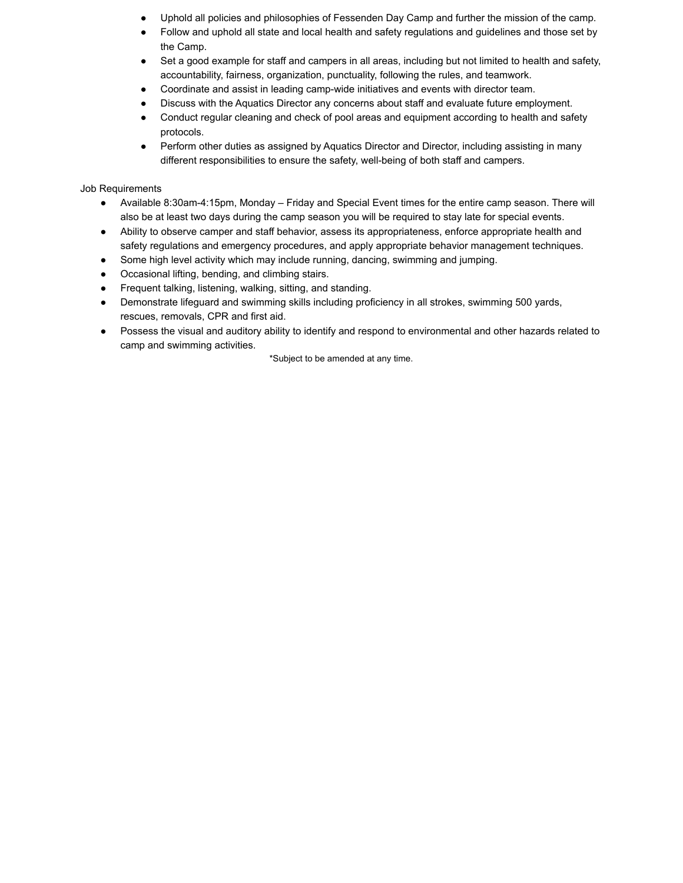- Uphold all policies and philosophies of Fessenden Day Camp and further the mission of the camp.
- Follow and uphold all state and local health and safety regulations and guidelines and those set by the Camp.
- Set a good example for staff and campers in all areas, including but not limited to health and safety, accountability, fairness, organization, punctuality, following the rules, and teamwork.
- Coordinate and assist in leading camp-wide initiatives and events with director team.
- Discuss with the Aquatics Director any concerns about staff and evaluate future employment.
- Conduct regular cleaning and check of pool areas and equipment according to health and safety protocols.
- Perform other duties as assigned by Aquatics Director and Director, including assisting in many different responsibilities to ensure the safety, well-being of both staff and campers.

Job Requirements

- Available 8:30am-4:15pm, Monday – Friday and Special Event times for the entire camp season. There will also be at least two days during the camp season you will be required to stay late for special events.
- Ability to observe camper and staff behavior, assess its appropriateness, enforce appropriate health and safety regulations and emergency procedures, and apply appropriate behavior management techniques.
- Some high level activity which may include running, dancing, swimming and jumping.
- Occasional lifting, bending, and climbing stairs.
- Frequent talking, listening, walking, sitting, and standing.
- Demonstrate lifeguard and swimming skills including proficiency in all strokes, swimming 500 yards, rescues, removals, CPR and first aid.
- Possess the visual and auditory ability to identify and respond to environmental and other hazards related to camp and swimming activities.

*Subject to be amended at any time.